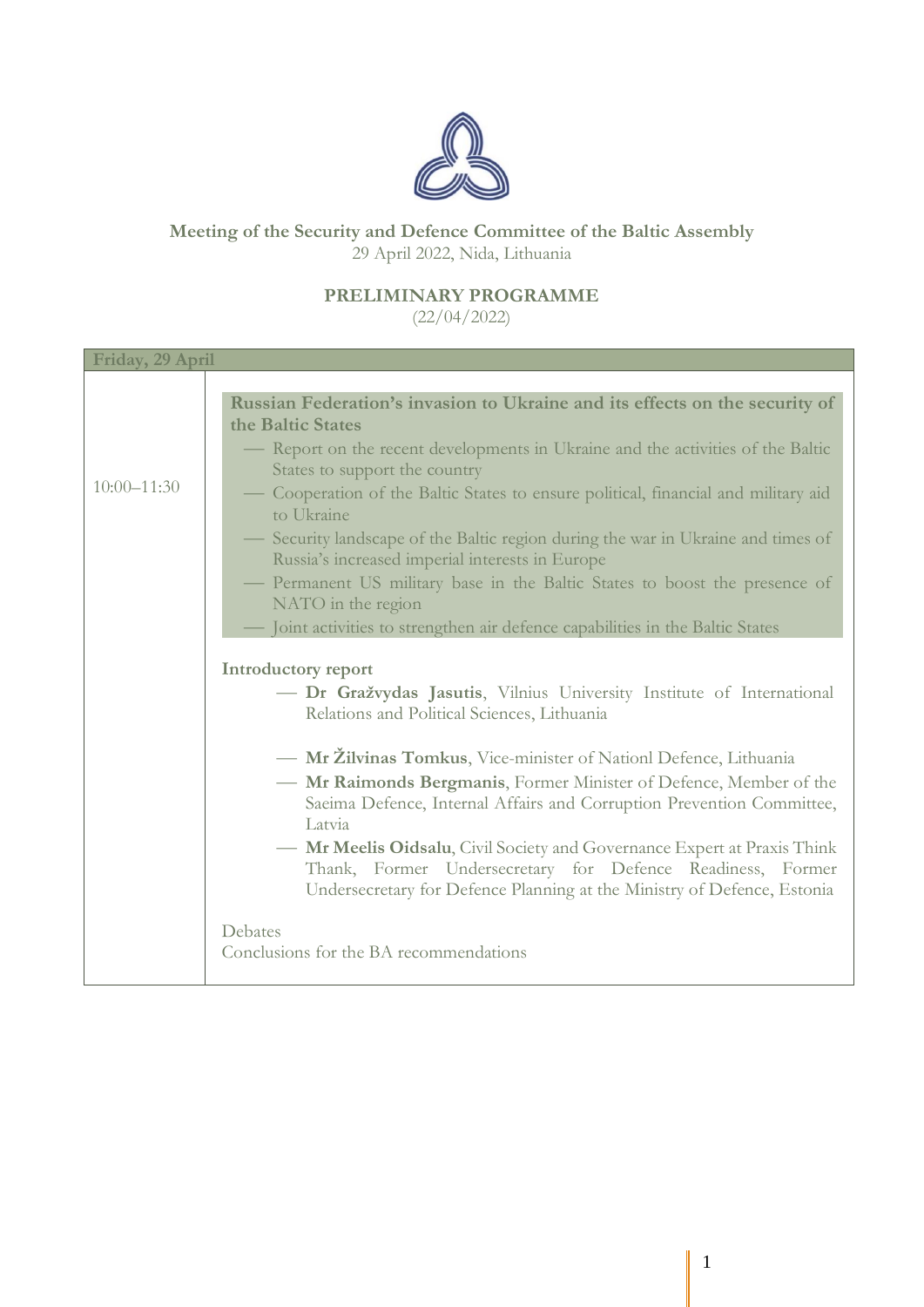**Meeting of the Security and Defence Committee of the Baltic Assembly**
29 April 2022, Nida, Lithuania

**PRELIMINARY PROGRAMME**
(22/04/2022)

| Friday, 29 April | |
|---|---|
| 10:00–11:30 | **Russian Federation's invasion to Ukraine and its effects on the security of the Baltic States**<br>— Report on the recent developments in Ukraine and the activities of the Baltic States to support the country<br>— Cooperation of the Baltic States to ensure political, financial and military aid to Ukraine<br>— Security landscape of the Baltic region during the war in Ukraine and times of Russia's increased imperial interests in Europe<br>— Permanent US military base in the Baltic States to boost the presence of NATO in the region<br>— Joint activities to strengthen air defence capabilities in the Baltic States<br><br>**Introductory report**<br>— **Dr Gražvydas Jasutis**, Vilnius University Institute of International Relations and Political Sciences, Lithuania<br><br>— **Mr Žilvinas Tomkus**, Vice-minister of Nationl Defence, Lithuania<br>— **Mr Raimonds Bergmanis**, Former Minister of Defence, Member of the Saeima Defence, Internal Affairs and Corruption Prevention Committee, Latvia<br>— **Mr Meelis Oidsalu**, Civil Society and Governance Expert at Praxis Think Thank, Former Undersecretary for Defence Readiness, Former Undersecretary for Defence Planning at the Ministry of Defence, Estonia<br><br>Debates<br>Conclusions for the BA recommendations |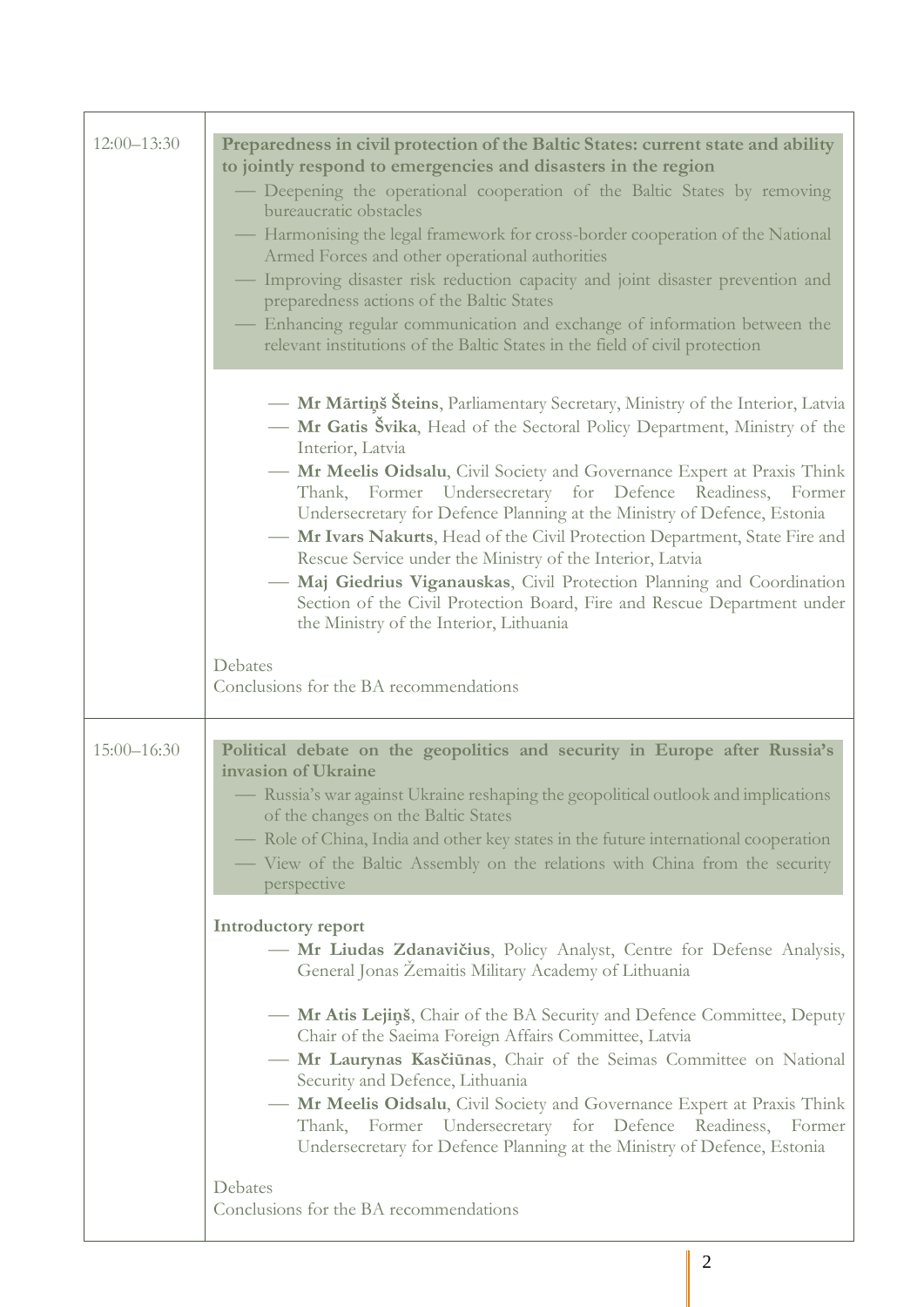| | |
|---|---|
| 12:00–13:30 | **Preparedness in civil protection of the Baltic States: current state and ability to jointly respond to emergencies and disasters in the region**<br>— Deepening the operational cooperation of the Baltic States by removing bureaucratic obstacles<br>— Harmonising the legal framework for cross-border cooperation of the National Armed Forces and other operational authorities<br>— Improving disaster risk reduction capacity and joint disaster prevention and preparedness actions of the Baltic States<br>— Enhancing regular communication and exchange of information between the relevant institutions of the Baltic States in the field of civil protection<br><br>— **Mr Mārtiņš Šteins**, Parliamentary Secretary, Ministry of the Interior, Latvia<br>— **Mr Gatis Švika**, Head of the Sectoral Policy Department, Ministry of the Interior, Latvia<br>— **Mr Meelis Oidsalu**, Civil Society and Governance Expert at Praxis Think Thank, Former Undersecretary for Defence Readiness, Former Undersecretary for Defence Planning at the Ministry of Defence, Estonia<br>— **Mr Ivars Nakurts**, Head of the Civil Protection Department, State Fire and Rescue Service under the Ministry of the Interior, Latvia<br>— **Maj Giedrius Viganauskas**, Civil Protection Planning and Coordination Section of the Civil Protection Board, Fire and Rescue Department under the Ministry of the Interior, Lithuania<br><br>Debates<br>Conclusions for the BA recommendations |
| 15:00–16:30 | **Political debate on the geopolitics and security in Europe after Russia's invasion of Ukraine**<br>— Russia's war against Ukraine reshaping the geopolitical outlook and implications of the changes on the Baltic States<br>— Role of China, India and other key states in the future international cooperation<br>— View of the Baltic Assembly on the relations with China from the security perspective<br><br>**Introductory report**<br>— **Mr Liudas Zdanavičius**, Policy Analyst, Centre for Defense Analysis, General Jonas Žemaitis Military Academy of Lithuania<br><br>— **Mr Atis Lejiņš**, Chair of the BA Security and Defence Committee, Deputy Chair of the Saeima Foreign Affairs Committee, Latvia<br>— **Mr Laurynas Kasčiūnas**, Chair of the Seimas Committee on National Security and Defence, Lithuania<br>— **Mr Meelis Oidsalu**, Civil Society and Governance Expert at Praxis Think Thank, Former Undersecretary for Defence Readiness, Former Undersecretary for Defence Planning at the Ministry of Defence, Estonia<br><br>Debates<br>Conclusions for the BA recommendations |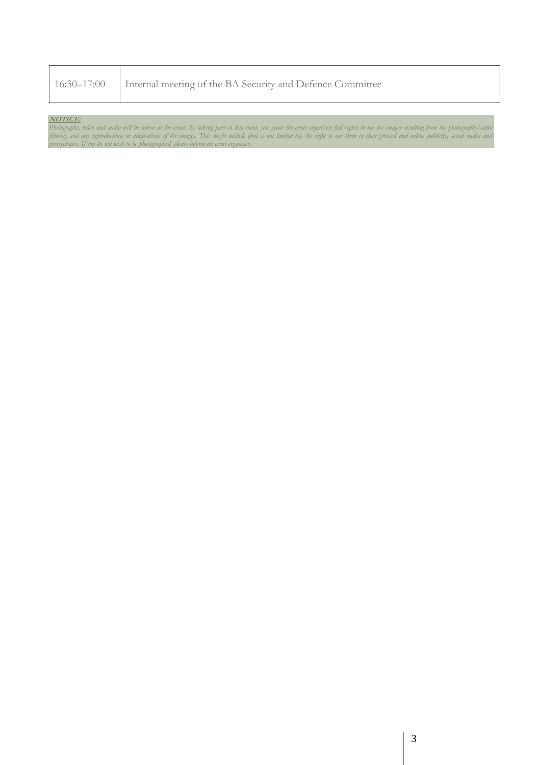| | |
|---|---|
| 16:30–17:00 | Internal meeting of the BA Security and Defence Committee |

***NOTICE:***

*Photographs, video and audio will be taken at the event. By taking part in this event, you grant the event organisers full rights to use the images resulting from the photography/video filming, and any reproductions or adaptations of the images. This might include (but is not limited to), the right to use them in their printed and online publicity, social media and pressreleases. If you do not wish to be photographed, please inform an event organiser.*